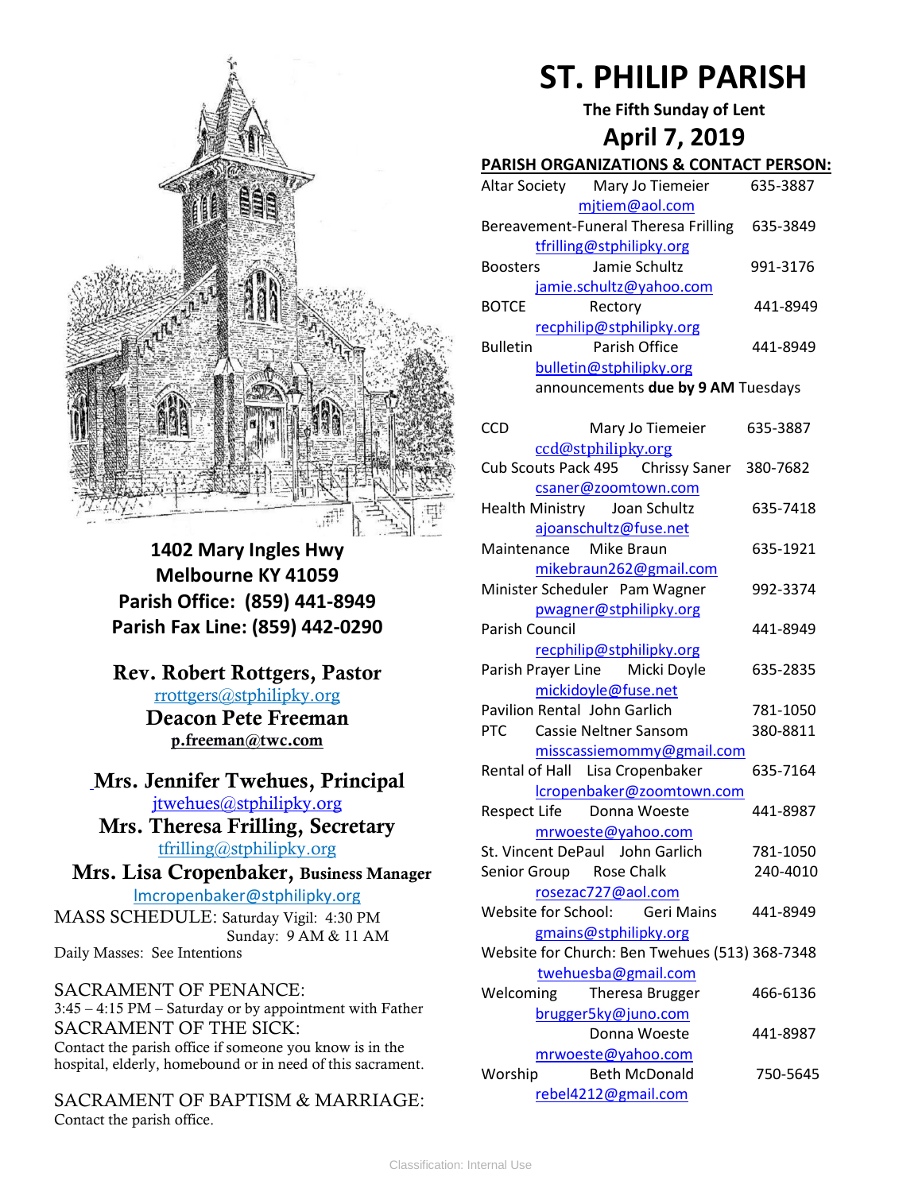# ST. PHILIP PARISH

**The Fifth Sunday of Lent**

## April 7, 2019

**1402 Mary Ingles Hwy**
**Melbourne KY 41059**
**Parish Office: (859) 441-8949**
**Parish Fax Line: (859) 442-0290**

**Rev. Robert Rottgers, Pastor**
rrottgers@stphilipky.org
**Deacon Pete Freeman**
**p.freeman@twc.com**

**Mrs. Jennifer Twehues, Principal**
jtwehues@stphilipky.org
**Mrs. Theresa Frilling, Secretary**
tfrilling@stphilipky.org
**Mrs. Lisa Cropenbaker, Business Manager**
lmcropenbaker@stphilipky.org

MASS SCHEDULE: Saturday Vigil: 4:30 PM
Sunday: 9 AM & 11 AM
Daily Masses: See Intentions

SACRAMENT OF PENANCE:
3:45 – 4:15 PM – Saturday or by appointment with Father

SACRAMENT OF THE SICK:
Contact the parish office if someone you know is in the hospital, elderly, homebound or in need of this sacrament.

SACRAMENT OF BAPTISM & MARRIAGE:
Contact the parish office.

**PARISH ORGANIZATIONS & CONTACT PERSON:**

| Organization | Contact | Phone |
|---|---|---|
| Altar Society | Mary Jo Tiemeier mjtiem@aol.com | 635-3887 |
| Bereavement-Funeral | Theresa Frilling tfrilling@stphilipky.org | 635-3849 |
| Boosters | Jamie Schultz jamie.schultz@yahoo.com | 991-3176 |
| BOTCE | Rectory recphilip@stphilipky.org | 441-8949 |
| Bulletin | Parish Office bulletin@stphilipky.org announcements **due by 9 AM** Tuesdays | 441-8949 |
| CCD | Mary Jo Tiemeier ccd@stphilipky.org | 635-3887 |
| Cub Scouts Pack 495 | Chrissy Saner csaner@zoomtown.com | 380-7682 |
| Health Ministry | Joan Schultz ajoanschultz@fuse.net | 635-7418 |
| Maintenance | Mike Braun mikebraun262@gmail.com | 635-1921 |
| Minister Scheduler | Pam Wagner pwagner@stphilipky.org | 992-3374 |
| Parish Council | recphilip@stphilipky.org | 441-8949 |
| Parish Prayer Line | Micki Doyle mickidoyle@fuse.net | 635-2835 |
| Pavilion Rental | John Garlich | 781-1050 |
| PTC | Cassie Neltner Sansom misscassiemommy@gmail.com | 380-8811 |
| Rental of Hall | Lisa Cropenbaker lcropenbaker@zoomtown.com | 635-7164 |
| Respect Life | Donna Woeste mrwoeste@yahoo.com | 441-8987 |
| St. Vincent DePaul | John Garlich | 781-1050 |
| Senior Group | Rose Chalk rosezac727@aol.com | 240-4010 |
| Website for School: | Geri Mains gmains@stphilipky.org | 441-8949 |
| Website for Church: | Ben Twehues twehuesba@gmail.com | (513) 368-7348 |
| Welcoming | Theresa Brugger brugger5ky@juno.com | 466-6136 |
| | Donna Woeste mrwoeste@yahoo.com | 441-8987 |
| Worship | Beth McDonald rebel4212@gmail.com | 750-5645 |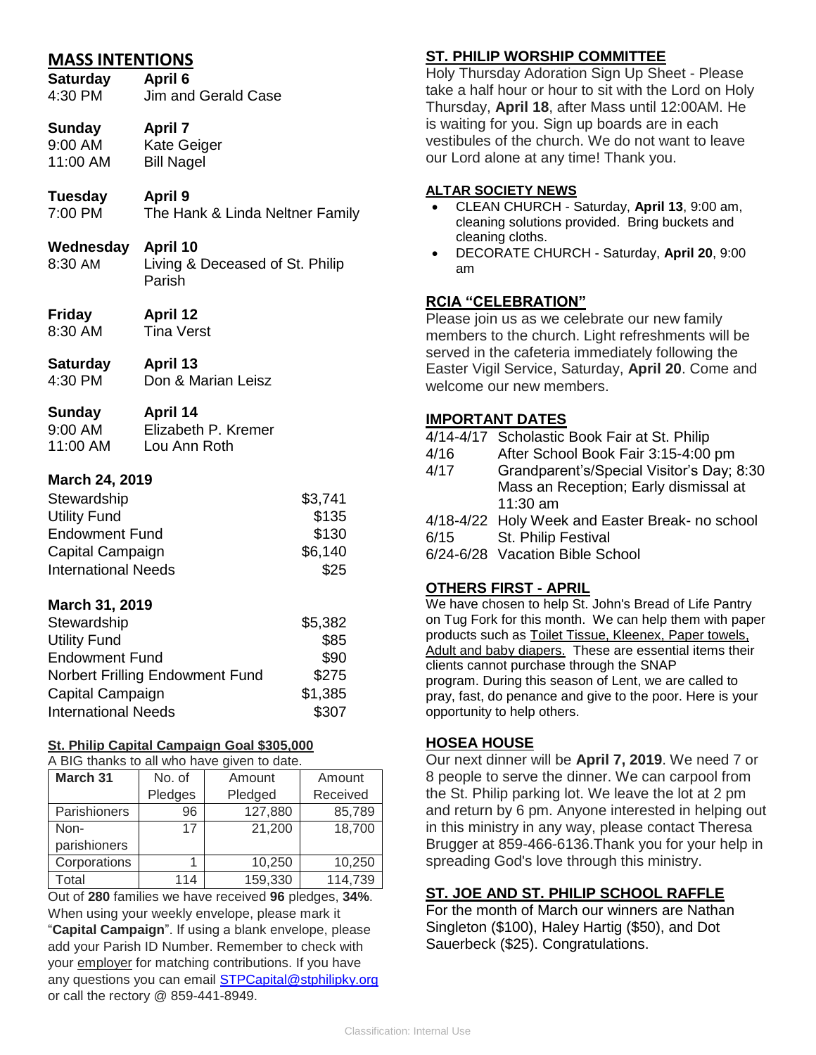## MASS INTENTIONS

**Saturday** **April 6**
4:30 PM Jim and Gerald Case

**Sunday** **April 7**
9:00 AM Kate Geiger
11:00 AM Bill Nagel

**Tuesday** **April 9**
7:00 PM The Hank & Linda Neltner Family

**Wednesday** **April 10**
8:30 AM Living & Deceased of St. Philip Parish

**Friday** **April 12**
8:30 AM Tina Verst

**Saturday** **April 13**
4:30 PM Don & Marian Leisz

**Sunday** **April 14**
9:00 AM Elizabeth P. Kremer
11:00 AM Lou Ann Roth

**March 24, 2019**

| | |
|---|---|
| Stewardship | $3,741 |
| Utility Fund | $135 |
| Endowment Fund | $130 |
| Capital Campaign | $6,140 |
| International Needs | $25 |

**March 31, 2019**

| | |
|---|---|
| Stewardship | $5,382 |
| Utility Fund | $85 |
| Endowment Fund | $90 |
| Norbert Frilling Endowment Fund | $275 |
| Capital Campaign | $1,385 |
| International Needs | $307 |

**St. Philip Capital Campaign Goal $305,000**

A BIG thanks to all who have given to date.

| March 31 | No. of Pledges | Amount Pledged | Amount Received |
|---|---|---|---|
| Parishioners | 96 | 127,880 | 85,789 |
| Non-parishioners | 17 | 21,200 | 18,700 |
| Corporations | 1 | 10,250 | 10,250 |
| Total | 114 | 159,330 | 114,739 |

Out of **280** families we have received **96** pledges, **34%**. When using your weekly envelope, please mark it "**Capital Campaign**". If using a blank envelope, please add your Parish ID Number. Remember to check with your employer for matching contributions. If you have any questions you can email STPCapital@stphilipky.org or call the rectory @ 859-441-8949.

## ST. PHILIP WORSHIP COMMITTEE

Holy Thursday Adoration Sign Up Sheet - Please take a half hour or hour to sit with the Lord on Holy Thursday, **April 18**, after Mass until 12:00AM. He is waiting for you. Sign up boards are in each vestibules of the church. We do not want to leave our Lord alone at any time! Thank you.

## ALTAR SOCIETY NEWS

- CLEAN CHURCH - Saturday, **April 13**, 9:00 am, cleaning solutions provided. Bring buckets and cleaning cloths.
- DECORATE CHURCH - Saturday, **April 20**, 9:00 am

## RCIA "CELEBRATION"

Please join us as we celebrate our new family members to the church. Light refreshments will be served in the cafeteria immediately following the Easter Vigil Service, Saturday, **April 20**. Come and welcome our new members.

## IMPORTANT DATES

| | |
|---|---|
| 4/14-4/17 | Scholastic Book Fair at St. Philip |
| 4/16 | After School Book Fair 3:15-4:00 pm |
| 4/17 | Grandparent's/Special Visitor's Day; 8:30 Mass an Reception; Early dismissal at 11:30 am |
| 4/18-4/22 | Holy Week and Easter Break- no school |
| 6/15 | St. Philip Festival |
| 6/24-6/28 | Vacation Bible School |

## OTHERS FIRST - APRIL

We have chosen to help St. John's Bread of Life Pantry on Tug Fork for this month. We can help them with paper products such as Toilet Tissue, Kleenex, Paper towels, Adult and baby diapers. These are essential items their clients cannot purchase through the SNAP program. During this season of Lent, we are called to pray, fast, do penance and give to the poor. Here is your opportunity to help others.

## HOSEA HOUSE

Our next dinner will be **April 7, 2019**. We need 7 or 8 people to serve the dinner. We can carpool from the St. Philip parking lot. We leave the lot at 2 pm and return by 6 pm. Anyone interested in helping out in this ministry in any way, please contact Theresa Brugger at 859-466-6136.Thank you for your help in spreading God's love through this ministry.

## ST. JOE AND ST. PHILIP SCHOOL RAFFLE

For the month of March our winners are Nathan Singleton ($100), Haley Hartig ($50), and Dot Sauerbeck ($25). Congratulations.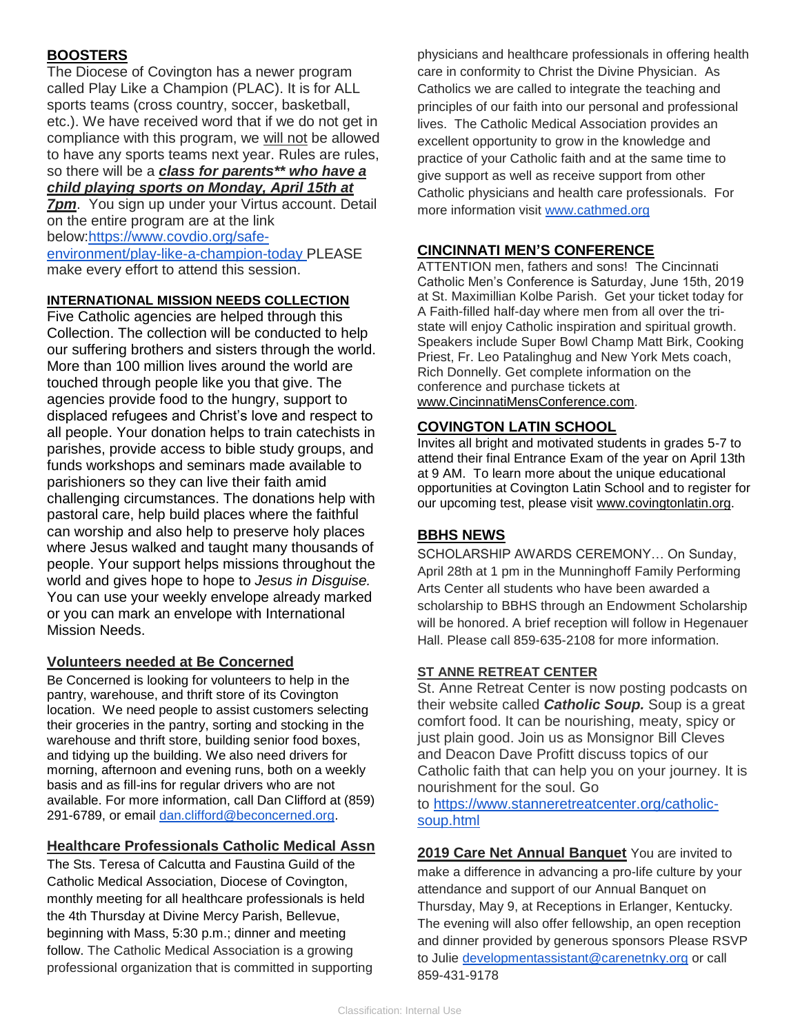## BOOSTERS

The Diocese of Covington has a newer program called Play Like a Champion (PLAC). It is for ALL sports teams (cross country, soccer, basketball, etc.). We have received word that if we do not get in compliance with this program, we will not be allowed to have any sports teams next year. Rules are rules, so there will be a ***class for parents** who have a child playing sports on Monday, April 15th at 7pm***. You sign up under your Virtus account. Detail on the entire program are at the link below:https://www.covdio.org/safe-environment/play-like-a-champion-today PLEASE make every effort to attend this session.

## INTERNATIONAL MISSION NEEDS COLLECTION

Five Catholic agencies are helped through this Collection. The collection will be conducted to help our suffering brothers and sisters through the world. More than 100 million lives around the world are touched through people like you that give. The agencies provide food to the hungry, support to displaced refugees and Christ's love and respect to all people. Your donation helps to train catechists in parishes, provide access to bible study groups, and funds workshops and seminars made available to parishioners so they can live their faith amid challenging circumstances. The donations help with pastoral care, help build places where the faithful can worship and also help to preserve holy places where Jesus walked and taught many thousands of people. Your support helps missions throughout the world and gives hope to hope to *Jesus in Disguise.* You can use your weekly envelope already marked or you can mark an envelope with International Mission Needs.

## Volunteers needed at Be Concerned

Be Concerned is looking for volunteers to help in the pantry, warehouse, and thrift store of its Covington location. We need people to assist customers selecting their groceries in the pantry, sorting and stocking in the warehouse and thrift store, building senior food boxes, and tidying up the building. We also need drivers for morning, afternoon and evening runs, both on a weekly basis and as fill-ins for regular drivers who are not available. For more information, call Dan Clifford at (859) 291-6789, or email dan.clifford@beconcerned.org.

## Healthcare Professionals Catholic Medical Assn

The Sts. Teresa of Calcutta and Faustina Guild of the Catholic Medical Association, Diocese of Covington, monthly meeting for all healthcare professionals is held the 4th Thursday at Divine Mercy Parish, Bellevue, beginning with Mass, 5:30 p.m.; dinner and meeting follow. The Catholic Medical Association is a growing professional organization that is committed in supporting physicians and healthcare professionals in offering health care in conformity to Christ the Divine Physician. As Catholics we are called to integrate the teaching and principles of our faith into our personal and professional lives. The Catholic Medical Association provides an excellent opportunity to grow in the knowledge and practice of your Catholic faith and at the same time to give support as well as receive support from other Catholic physicians and health care professionals. For more information visit www.cathmed.org

## CINCINNATI MEN'S CONFERENCE

ATTENTION men, fathers and sons! The Cincinnati Catholic Men's Conference is Saturday, June 15th, 2019 at St. Maximillian Kolbe Parish. Get your ticket today for A Faith-filled half-day where men from all over the tri-state will enjoy Catholic inspiration and spiritual growth. Speakers include Super Bowl Champ Matt Birk, Cooking Priest, Fr. Leo Patalinghug and New York Mets coach, Rich Donnelly. Get complete information on the conference and purchase tickets at www.CincinnatiMensConference.com.

## COVINGTON LATIN SCHOOL

Invites all bright and motivated students in grades 5-7 to attend their final Entrance Exam of the year on April 13th at 9 AM. To learn more about the unique educational opportunities at Covington Latin School and to register for our upcoming test, please visit www.covingtonlatin.org.

## BBHS NEWS

SCHOLARSHIP AWARDS CEREMONY… On Sunday, April 28th at 1 pm in the Munninghoff Family Performing Arts Center all students who have been awarded a scholarship to BBHS through an Endowment Scholarship will be honored. A brief reception will follow in Hegenauer Hall. Please call 859-635-2108 for more information.

## ST ANNE RETREAT CENTER

St. Anne Retreat Center is now posting podcasts on their website called ***Catholic Soup.*** Soup is a great comfort food. It can be nourishing, meaty, spicy or just plain good. Join us as Monsignor Bill Cleves and Deacon Dave Profitt discuss topics of our Catholic faith that can help you on your journey. It is nourishment for the soul. Go to https://www.stanneretreatcenter.org/catholic-soup.html

## 2019 Care Net Annual Banquet

You are invited to make a difference in advancing a pro-life culture by your attendance and support of our Annual Banquet on Thursday, May 9, at Receptions in Erlanger, Kentucky. The evening will also offer fellowship, an open reception and dinner provided by generous sponsors Please RSVP to Julie developmentassistant@carenetnky.org or call 859-431-9178